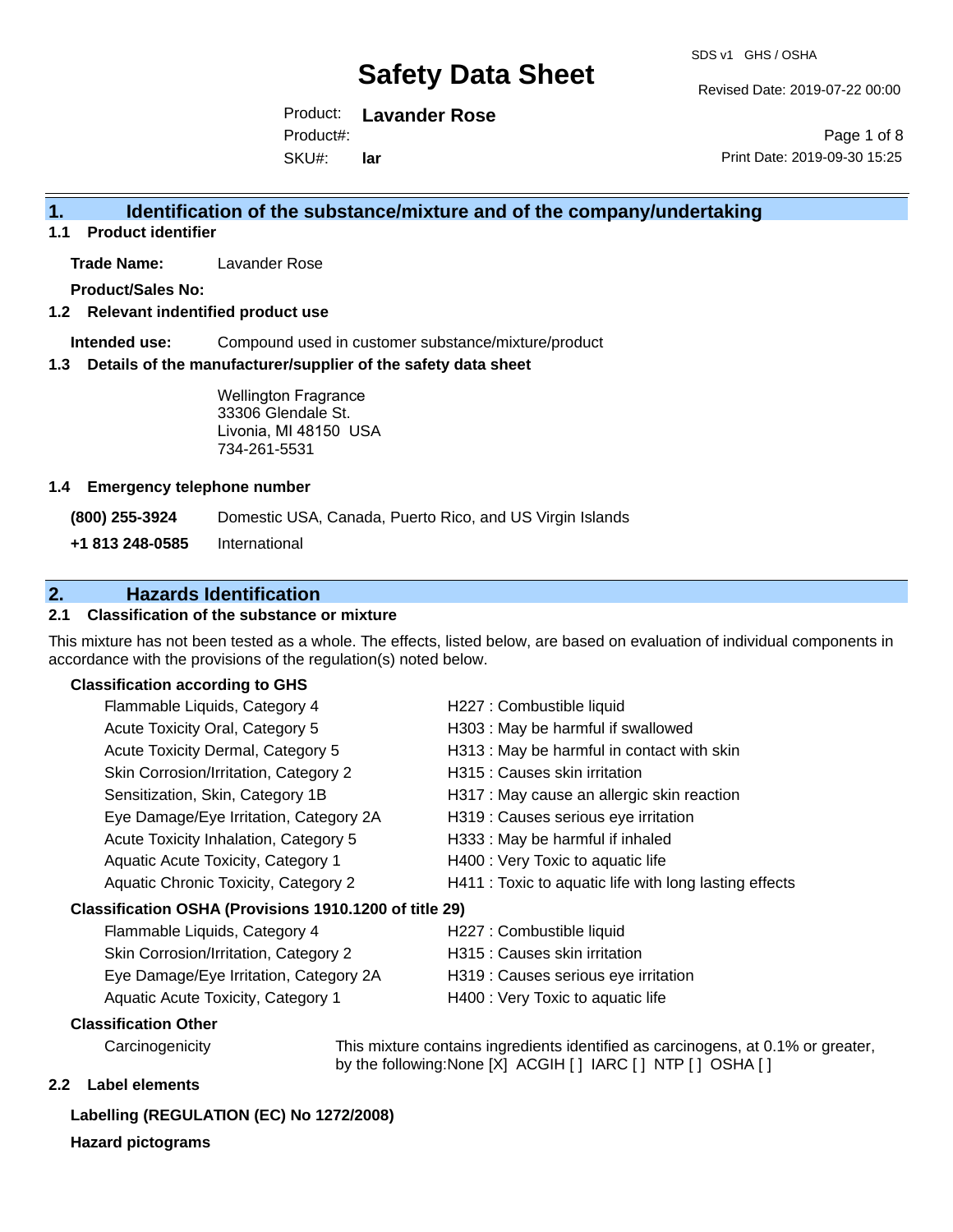# Safety Data Sheet

SDS v1 GHS / OSHA

Revised Date: 2019-07-22 00:00

Product: **Lavander Rose**

Product#:

SKU#: **lar**

Print Date: 2019-09-30 15:25

## 1. Identification of the substance/mixture and of the company/undertaking

### 1.1 Product identifier

**Trade Name:** Lavander Rose

**Product/Sales No:**

### 1.2 Relevant indentified product use

**Intended use:** Compound used in customer substance/mixture/product

### 1.3 Details of the manufacturer/supplier of the safety data sheet

Wellington Fragrance
33306 Glendale St.
Livonia, MI 48150 USA
734-261-5531

### 1.4 Emergency telephone number

**(800) 255-3924** Domestic USA, Canada, Puerto Rico, and US Virgin Islands

**+1 813 248-0585** International

## 2. Hazards Identification

### 2.1 Classification of the substance or mixture

This mixture has not been tested as a whole. The effects, listed below, are based on evaluation of individual components in accordance with the provisions of the regulation(s) noted below.

**Classification according to GHS**

| Classification | Hazard Statement |
|---|---|
| Flammable Liquids, Category 4 | H227 : Combustible liquid |
| Acute Toxicity Oral, Category 5 | H303 : May be harmful if swallowed |
| Acute Toxicity Dermal, Category 5 | H313 : May be harmful in contact with skin |
| Skin Corrosion/Irritation, Category 2 | H315 : Causes skin irritation |
| Sensitization, Skin, Category 1B | H317 : May cause an allergic skin reaction |
| Eye Damage/Eye Irritation, Category 2A | H319 : Causes serious eye irritation |
| Acute Toxicity Inhalation, Category 5 | H333 : May be harmful if inhaled |
| Aquatic Acute Toxicity, Category 1 | H400 : Very Toxic to aquatic life |
| Aquatic Chronic Toxicity, Category 2 | H411 : Toxic to aquatic life with long lasting effects |

**Classification OSHA (Provisions 1910.1200 of title 29)**

| Classification | Hazard Statement |
|---|---|
| Flammable Liquids, Category 4 | H227 : Combustible liquid |
| Skin Corrosion/Irritation, Category 2 | H315 : Causes skin irritation |
| Eye Damage/Eye Irritation, Category 2A | H319 : Causes serious eye irritation |
| Aquatic Acute Toxicity, Category 1 | H400 : Very Toxic to aquatic life |

**Classification Other**

Carcinogenicity: This mixture contains ingredients identified as carcinogens, at 0.1% or greater, by the following:None [X] ACGIH [ ] IARC [ ] NTP [ ] OSHA [ ]

### 2.2 Label elements

**Labelling (REGULATION (EC) No 1272/2008)**

**Hazard pictograms**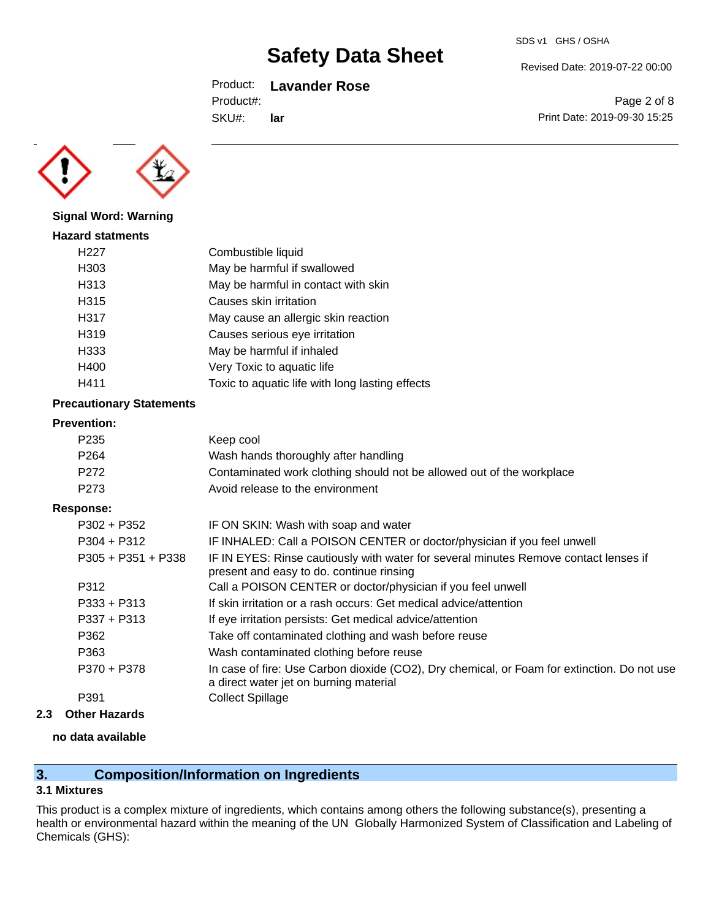**Signal Word: Warning**

**Hazard statments**

| | |
|---|---|
| H227 | Combustible liquid |
| H303 | May be harmful if swallowed |
| H313 | May be harmful in contact with skin |
| H315 | Causes skin irritation |
| H317 | May cause an allergic skin reaction |
| H319 | Causes serious eye irritation |
| H333 | May be harmful if inhaled |
| H400 | Very Toxic to aquatic life |
| H411 | Toxic to aquatic life with long lasting effects |

**Precautionary Statements**

**Prevention:**

| | |
|---|---|
| P235 | Keep cool |
| P264 | Wash hands thoroughly after handling |
| P272 | Contaminated work clothing should not be allowed out of the workplace |
| P273 | Avoid release to the environment |

**Response:**

| | |
|---|---|
| P302 + P352 | IF ON SKIN: Wash with soap and water |
| P304 + P312 | IF INHALED: Call a POISON CENTER or doctor/physician if you feel unwell |
| P305 + P351 + P338 | IF IN EYES: Rinse cautiously with water for several minutes Remove contact lenses if present and easy to do. continue rinsing |
| P312 | Call a POISON CENTER or doctor/physician if you feel unwell |
| P333 + P313 | If skin irritation or a rash occurs: Get medical advice/attention |
| P337 + P313 | If eye irritation persists: Get medical advice/attention |
| P362 | Take off contaminated clothing and wash before reuse |
| P363 | Wash contaminated clothing before reuse |
| P370 + P378 | In case of fire: Use Carbon dioxide ($CO_2$), Dry chemical, or Foam for extinction. Do not use a direct water jet on burning material |
| P391 | Collect Spillage |

### 2.3 Other Hazards

**no data available**

## 3. Composition/Information on Ingredients

### 3.1 Mixtures

This product is a complex mixture of ingredients, which contains among others the following substance(s), presenting a health or environmental hazard within the meaning of the UN Globally Harmonized System of Classification and Labeling of Chemicals (GHS):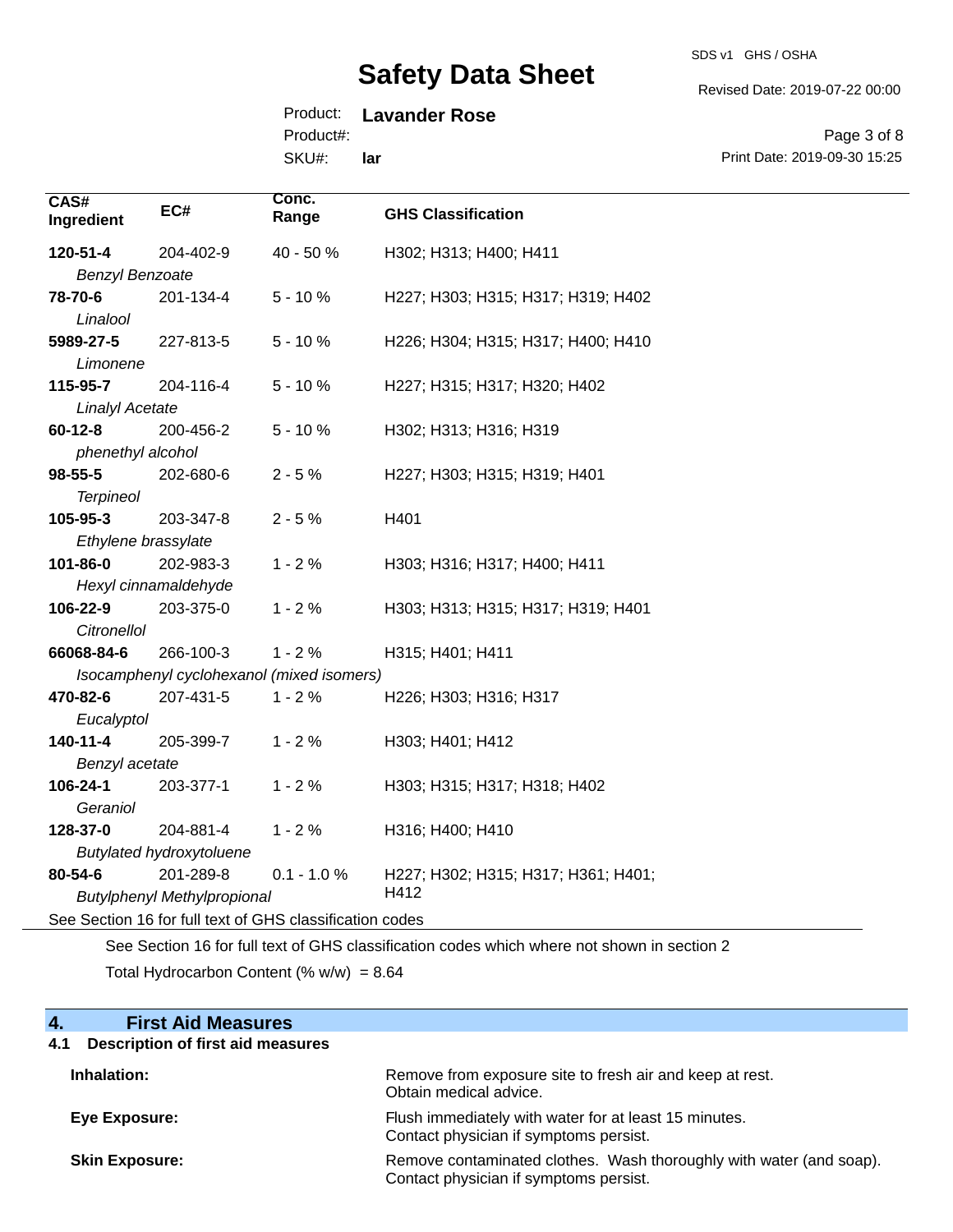| CAS# Ingredient | EC# | Conc. Range | GHS Classification |
|---|---|---|---|
| **120-51-4** *Benzyl Benzoate* | 204-402-9 | 40 - 50 % | H302; H313; H400; H411 |
| **78-70-6** *Linalool* | 201-134-4 | 5 - 10 % | H227; H303; H315; H317; H319; H402 |
| **5989-27-5** *Limonene* | 227-813-5 | 5 - 10 % | H226; H304; H315; H317; H400; H410 |
| **115-95-7** *Linalyl Acetate* | 204-116-4 | 5 - 10 % | H227; H315; H317; H320; H402 |
| **60-12-8** *phenethyl alcohol* | 200-456-2 | 5 - 10 % | H302; H313; H316; H319 |
| **98-55-5** *Terpineol* | 202-680-6 | 2 - 5 % | H227; H303; H315; H319; H401 |
| **105-95-3** *Ethylene brassylate* | 203-347-8 | 2 - 5 % | H401 |
| **101-86-0** *Hexyl cinnamaldehyde* | 202-983-3 | 1 - 2 % | H303; H316; H317; H400; H411 |
| **106-22-9** *Citronellol* | 203-375-0 | 1 - 2 % | H303; H313; H315; H317; H319; H401 |
| **66068-84-6** *Isocamphenyl cyclohexanol (mixed isomers)* | 266-100-3 | 1 - 2 % | H315; H401; H411 |
| **470-82-6** *Eucalyptol* | 207-431-5 | 1 - 2 % | H226; H303; H316; H317 |
| **140-11-4** *Benzyl acetate* | 205-399-7 | 1 - 2 % | H303; H401; H412 |
| **106-24-1** *Geraniol* | 203-377-1 | 1 - 2 % | H303; H315; H317; H318; H402 |
| **128-37-0** *Butylated hydroxytoluene* | 204-881-4 | 1 - 2 % | H316; H400; H410 |
| **80-54-6** *Butylphenyl Methylpropional* | 201-289-8 | 0.1 - 1.0 % | H227; H302; H315; H317; H361; H401; H412 |

See Section 16 for full text of GHS classification codes

See Section 16 for full text of GHS classification codes which where not shown in section 2

Total Hydrocarbon Content (% w/w) = 8.64

## 4. First Aid Measures

### 4.1 Description of first aid measures

**Inhalation:** Remove from exposure site to fresh air and keep at rest. Obtain medical advice.

**Eye Exposure:** Flush immediately with water for at least 15 minutes. Contact physician if symptoms persist.

**Skin Exposure:** Remove contaminated clothes. Wash thoroughly with water (and soap). Contact physician if symptoms persist.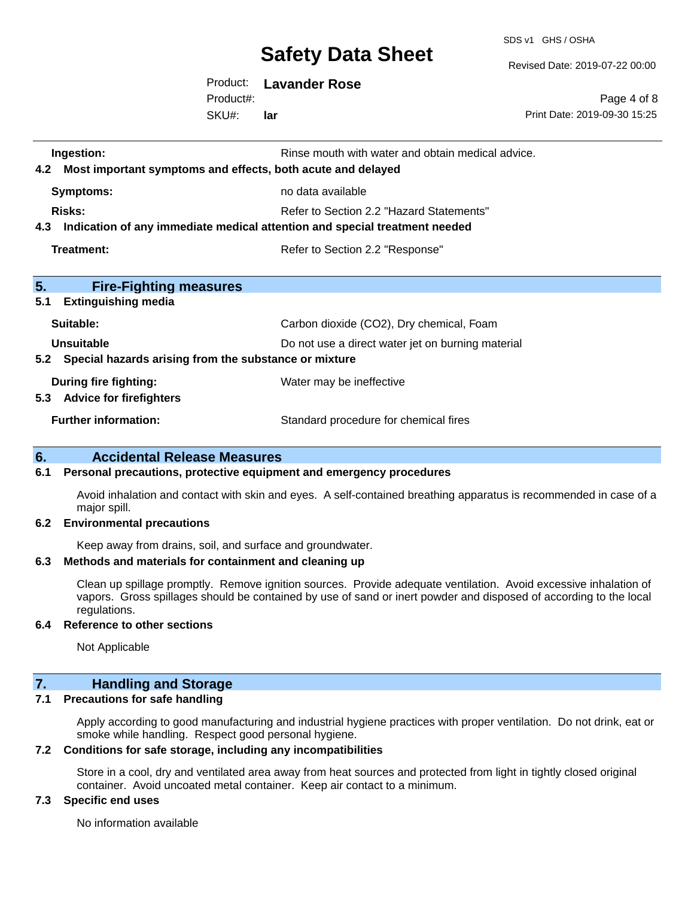| | |
|---|---|
| **Ingestion:** | Rinse mouth with water and obtain medical advice. |

**4.2 Most important symptoms and effects, both acute and delayed**

| | |
|---|---|
| **Symptoms:** | no data available |
| **Risks:** | Refer to Section 2.2 "Hazard Statements" |

**4.3 Indication of any immediate medical attention and special treatment needed**

| | |
|---|---|
| **Treatment:** | Refer to Section 2.2 "Response" |

## 5. Fire-Fighting measures

**5.1 Extinguishing media**

| | |
|---|---|
| **Suitable:** | Carbon dioxide ($CO_2$), Dry chemical, Foam |
| **Unsuitable** | Do not use a direct water jet on burning material |

**5.2 Special hazards arising from the substance or mixture**

| | |
|---|---|
| **During fire fighting:** | Water may be ineffective |

**5.3 Advice for firefighters**

| | |
|---|---|
| **Further information:** | Standard procedure for chemical fires |

## 6. Accidental Release Measures

**6.1 Personal precautions, protective equipment and emergency procedures**

Avoid inhalation and contact with skin and eyes. A self-contained breathing apparatus is recommended in case of a major spill.

**6.2 Environmental precautions**

Keep away from drains, soil, and surface and groundwater.

**6.3 Methods and materials for containment and cleaning up**

Clean up spillage promptly. Remove ignition sources. Provide adequate ventilation. Avoid excessive inhalation of vapors. Gross spillages should be contained by use of sand or inert powder and disposed of according to the local regulations.

**6.4 Reference to other sections**

Not Applicable

## 7. Handling and Storage

**7.1 Precautions for safe handling**

Apply according to good manufacturing and industrial hygiene practices with proper ventilation. Do not drink, eat or smoke while handling. Respect good personal hygiene.

**7.2 Conditions for safe storage, including any incompatibilities**

Store in a cool, dry and ventilated area away from heat sources and protected from light in tightly closed original container. Avoid uncoated metal container. Keep air contact to a minimum.

**7.3 Specific end uses**

No information available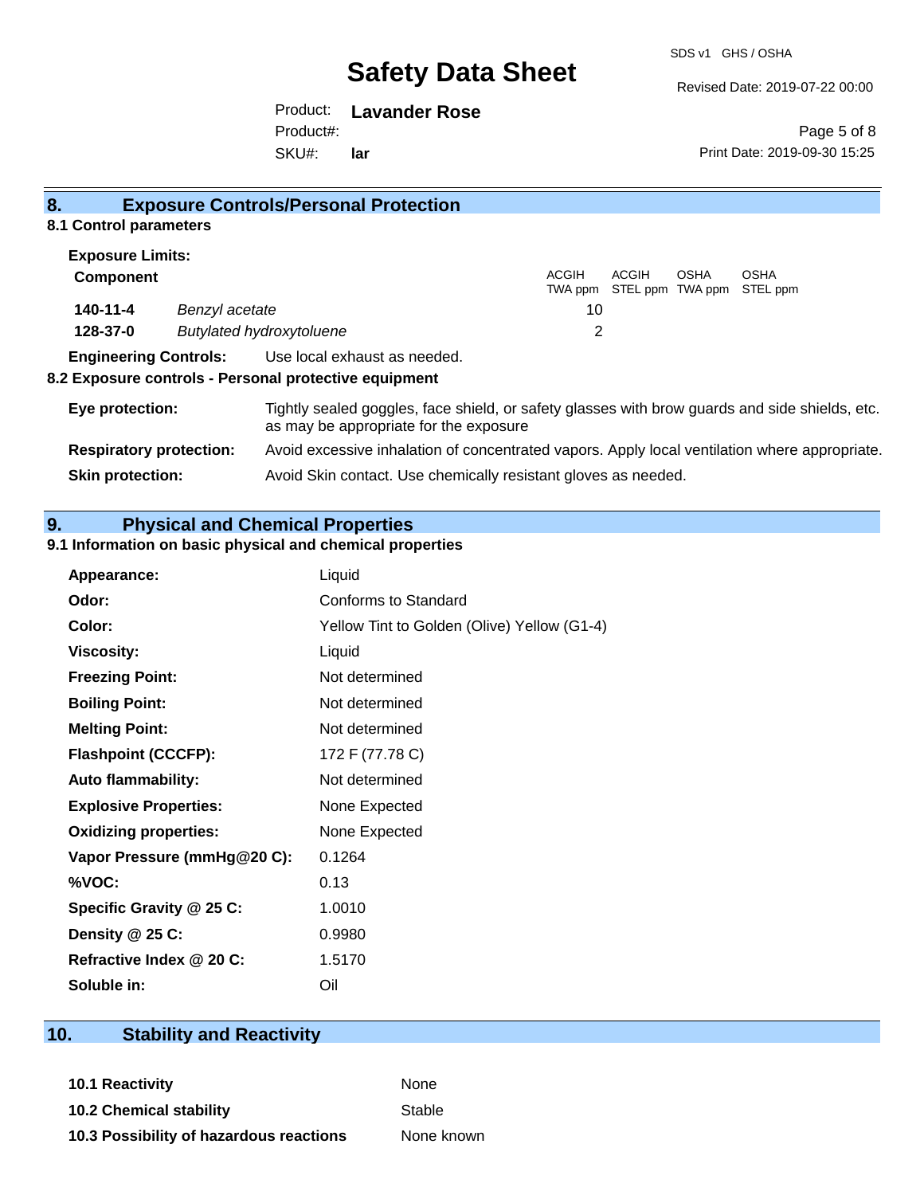## 8. Exposure Controls/Personal Protection

### 8.1 Control parameters

**Exposure Limits:**

| **Component** | | ACGIH TWA ppm | ACGIH STEL ppm | OSHA TWA ppm | OSHA STEL ppm |
|---|---|---|---|---|---|
| **140-11-4** | *Benzyl acetate* | 10 | | | |
| **128-37-0** | *Butylated hydroxytoluene* | 2 | | | |

**Engineering Controls:** Use local exhaust as needed.

### 8.2 Exposure controls - Personal protective equipment

**Eye protection:** Tightly sealed goggles, face shield, or safety glasses with brow guards and side shields, etc. as may be appropriate for the exposure

**Respiratory protection:** Avoid excessive inhalation of concentrated vapors. Apply local ventilation where appropriate.

**Skin protection:** Avoid Skin contact. Use chemically resistant gloves as needed.

## 9. Physical and Chemical Properties

### 9.1 Information on basic physical and chemical properties

| | |
|---|---|
| **Appearance:** | Liquid |
| **Odor:** | Conforms to Standard |
| **Color:** | Yellow Tint to Golden (Olive) Yellow (G1-4) |
| **Viscosity:** | Liquid |
| **Freezing Point:** | Not determined |
| **Boiling Point:** | Not determined |
| **Melting Point:** | Not determined |
| **Flashpoint (CCCFP):** | 172 F (77.78 C) |
| **Auto flammability:** | Not determined |
| **Explosive Properties:** | None Expected |
| **Oxidizing properties:** | None Expected |
| **Vapor Pressure (mmHg@20 C):** | 0.1264 |
| **%VOC:** | 0.13 |
| **Specific Gravity @ 25 C:** | 1.0010 |
| **Density @ 25 C:** | 0.9980 |
| **Refractive Index @ 20 C:** | 1.5170 |
| **Soluble in:** | Oil |

## 10. Stability and Reactivity

| | |
|---|---|
| **10.1 Reactivity** | None |
| **10.2 Chemical stability** | Stable |
| **10.3 Possibility of hazardous reactions** | None known |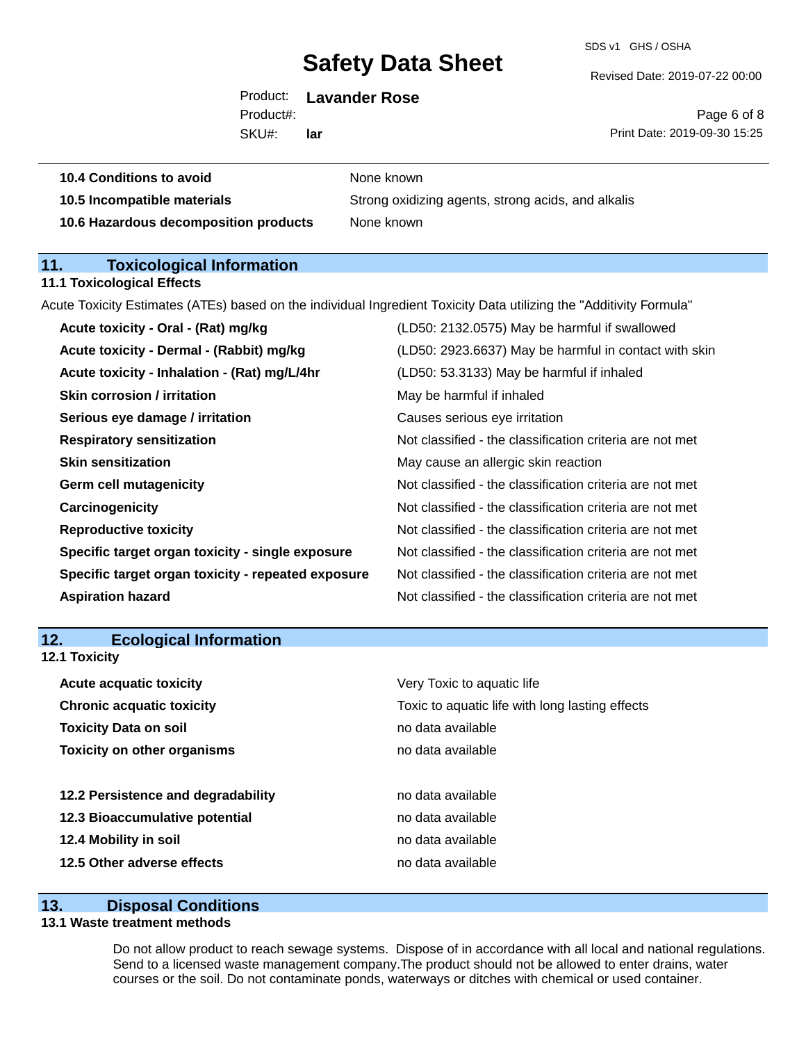| | |
|---|---|
| **10.4 Conditions to avoid** | None known |
| **10.5 Incompatible materials** | Strong oxidizing agents, strong acids, and alkalis |
| **10.6 Hazardous decomposition products** | None known |

## 11. Toxicological Information

### 11.1 Toxicological Effects

Acute Toxicity Estimates (ATEs) based on the individual Ingredient Toxicity Data utilizing the "Additivity Formula"

| | |
|---|---|
| **Acute toxicity - Oral - (Rat) mg/kg** | (LD50: 2132.0575) May be harmful if swallowed |
| **Acute toxicity - Dermal - (Rabbit) mg/kg** | (LD50: 2923.6637) May be harmful in contact with skin |
| **Acute toxicity - Inhalation - (Rat) mg/L/4hr** | (LD50: 53.3133) May be harmful if inhaled |
| **Skin corrosion / irritation** | May be harmful if inhaled |
| **Serious eye damage / irritation** | Causes serious eye irritation |
| **Respiratory sensitization** | Not classified - the classification criteria are not met |
| **Skin sensitization** | May cause an allergic skin reaction |
| **Germ cell mutagenicity** | Not classified - the classification criteria are not met |
| **Carcinogenicity** | Not classified - the classification criteria are not met |
| **Reproductive toxicity** | Not classified - the classification criteria are not met |
| **Specific target organ toxicity - single exposure** | Not classified - the classification criteria are not met |
| **Specific target organ toxicity - repeated exposure** | Not classified - the classification criteria are not met |
| **Aspiration hazard** | Not classified - the classification criteria are not met |

## 12. Ecological Information

### 12.1 Toxicity

| | |
|---|---|
| **Acute acquatic toxicity** | Very Toxic to aquatic life |
| **Chronic acquatic toxicity** | Toxic to aquatic life with long lasting effects |
| **Toxicity Data on soil** | no data available |
| **Toxicity on other organisms** | no data available |

| | |
|---|---|
| **12.2 Persistence and degradability** | no data available |
| **12.3 Bioaccumulative potential** | no data available |
| **12.4 Mobility in soil** | no data available |
| **12.5 Other adverse effects** | no data available |

## 13. Disposal Conditions

### 13.1 Waste treatment methods

Do not allow product to reach sewage systems. Dispose of in accordance with all local and national regulations. Send to a licensed waste management company.The product should not be allowed to enter drains, water courses or the soil. Do not contaminate ponds, waterways or ditches with chemical or used container.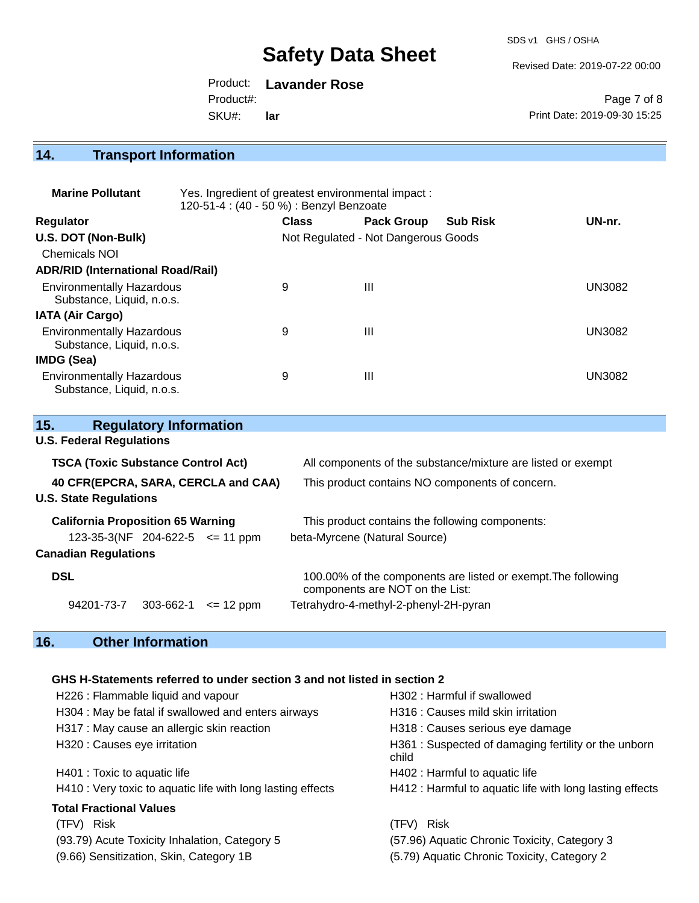## 14. Transport Information

**Marine Pollutant** Yes. Ingredient of greatest environmental impact : 120-51-4 : (40 - 50 %) : Benzyl Benzoate

| Regulator | Class | Pack Group | Sub Risk | UN-nr. |
|---|---|---|---|---|
| **U.S. DOT (Non-Bulk)** | Not Regulated - Not Dangerous Goods | | | |
| Chemicals NOI | | | | |
| **ADR/RID (International Road/Rail)** | | | | |
| Environmentally Hazardous Substance, Liquid, n.o.s. | 9 | III | | UN3082 |
| **IATA (Air Cargo)** | | | | |
| Environmentally Hazardous Substance, Liquid, n.o.s. | 9 | III | | UN3082 |
| **IMDG (Sea)** | | | | |
| Environmentally Hazardous Substance, Liquid, n.o.s. | 9 | III | | UN3082 |

## 15. Regulatory Information

**U.S. Federal Regulations**

**TSCA (Toxic Substance Control Act)** All components of the substance/mixture are listed or exempt

**40 CFR(EPCRA, SARA, CERCLA and CAA)** This product contains NO components of concern.

**U.S. State Regulations**

**California Proposition 65 Warning** This product contains the following components:

123-35-3(NF 204-622-5 <= 11 ppm beta-Myrcene (Natural Source)

**Canadian Regulations**

**DSL** 100.00% of the components are listed or exempt.The following components are NOT on the List:

94201-73-7 303-662-1 <= 12 ppm Tetrahydro-4-methyl-2-phenyl-2H-pyran

## 16. Other Information

**GHS H-Statements referred to under section 3 and not listed in section 2**

H226 : Flammable liquid and vapour
H302 : Harmful if swallowed
H304 : May be fatal if swallowed and enters airways
H316 : Causes mild skin irritation
H317 : May cause an allergic skin reaction
H318 : Causes serious eye damage
H320 : Causes eye irritation
H361 : Suspected of damaging fertility or the unborn child
H401 : Toxic to aquatic life
H402 : Harmful to aquatic life
H410 : Very toxic to aquatic life with long lasting effects
H412 : Harmful to aquatic life with long lasting effects

**Total Fractional Values**

| (TFV) Risk | (TFV) Risk |
|---|---|
| (93.79) Acute Toxicity Inhalation, Category 5 | (57.96) Aquatic Chronic Toxicity, Category 3 |
| (9.66) Sensitization, Skin, Category 1B | (5.79) Aquatic Chronic Toxicity, Category 2 |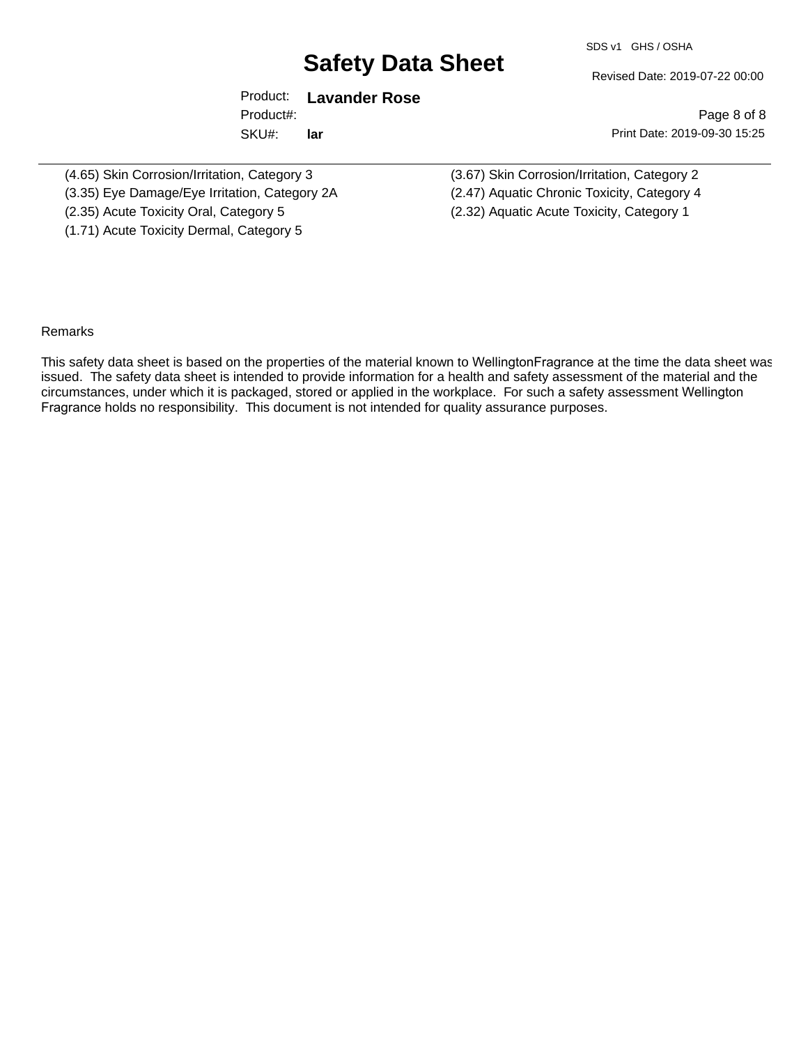(4.65) Skin Corrosion/Irritation, Category 3
(3.35) Eye Damage/Eye Irritation, Category 2A
(2.35) Acute Toxicity Oral, Category 5
(1.71) Acute Toxicity Dermal, Category 5
(3.67) Skin Corrosion/Irritation, Category 2
(2.47) Aquatic Chronic Toxicity, Category 4
(2.32) Aquatic Acute Toxicity, Category 1

Remarks

This safety data sheet is based on the properties of the material known to WellingtonFragrance at the time the data sheet was issued. The safety data sheet is intended to provide information for a health and safety assessment of the material and the circumstances, under which it is packaged, stored or applied in the workplace. For such a safety assessment Wellington Fragrance holds no responsibility. This document is not intended for quality assurance purposes.